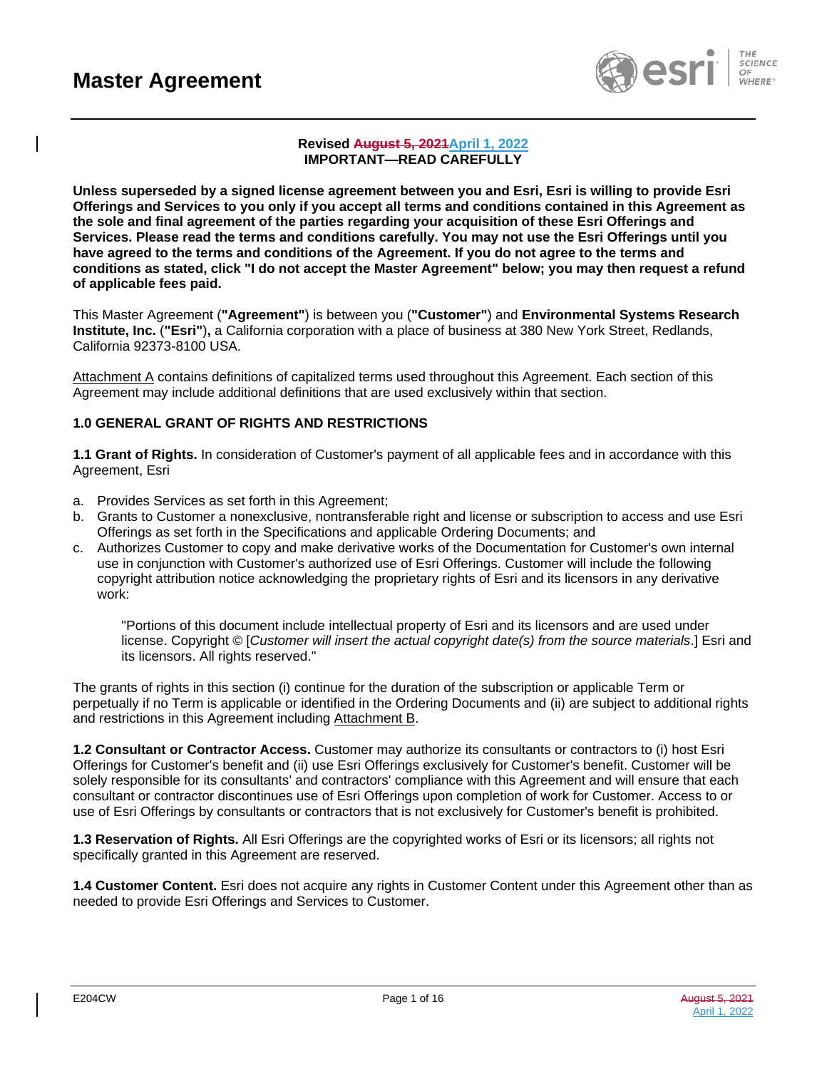# Master Agreement

**Revised ~~August 5, 2021~~April 1, 2022**
**IMPORTANT—READ CAREFULLY**

**Unless superseded by a signed license agreement between you and Esri, Esri is willing to provide Esri Offerings and Services to you only if you accept all terms and conditions contained in this Agreement as the sole and final agreement of the parties regarding your acquisition of these Esri Offerings and Services. Please read the terms and conditions carefully. You may not use the Esri Offerings until you have agreed to the terms and conditions of the Agreement. If you do not agree to the terms and conditions as stated, click "I do not accept the Master Agreement" below; you may then request a refund of applicable fees paid.**

This Master Agreement (**"Agreement"**) is between you (**"Customer"**) and **Environmental Systems Research Institute, Inc.** (**"Esri"**), a California corporation with a place of business at 380 New York Street, Redlands, California 92373-8100 USA.

Attachment A contains definitions of capitalized terms used throughout this Agreement. Each section of this Agreement may include additional definitions that are used exclusively within that section.

### 1.0 GENERAL GRANT OF RIGHTS AND RESTRICTIONS

**1.1 Grant of Rights.** In consideration of Customer's payment of all applicable fees and in accordance with this Agreement, Esri

a. Provides Services as set forth in this Agreement;
b. Grants to Customer a nonexclusive, nontransferable right and license or subscription to access and use Esri Offerings as set forth in the Specifications and applicable Ordering Documents; and
c. Authorizes Customer to copy and make derivative works of the Documentation for Customer's own internal use in conjunction with Customer's authorized use of Esri Offerings. Customer will include the following copyright attribution notice acknowledging the proprietary rights of Esri and its licensors in any derivative work:

> "Portions of this document include intellectual property of Esri and its licensors and are used under license. Copyright © [*Customer will insert the actual copyright date(s) from the source materials*.] Esri and its licensors. All rights reserved."

The grants of rights in this section (i) continue for the duration of the subscription or applicable Term or perpetually if no Term is applicable or identified in the Ordering Documents and (ii) are subject to additional rights and restrictions in this Agreement including Attachment B.

**1.2 Consultant or Contractor Access.** Customer may authorize its consultants or contractors to (i) host Esri Offerings for Customer's benefit and (ii) use Esri Offerings exclusively for Customer's benefit. Customer will be solely responsible for its consultants' and contractors' compliance with this Agreement and will ensure that each consultant or contractor discontinues use of Esri Offerings upon completion of work for Customer. Access to or use of Esri Offerings by consultants or contractors that is not exclusively for Customer's benefit is prohibited.

**1.3 Reservation of Rights.** All Esri Offerings are the copyrighted works of Esri or its licensors; all rights not specifically granted in this Agreement are reserved.

**1.4 Customer Content.** Esri does not acquire any rights in Customer Content under this Agreement other than as needed to provide Esri Offerings and Services to Customer.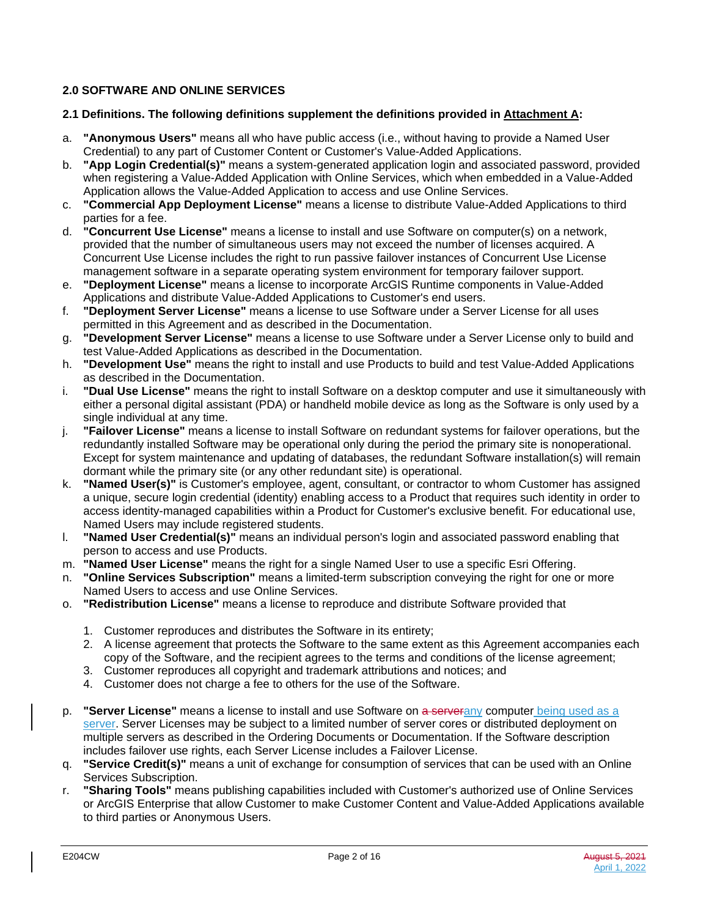## 2.0 SOFTWARE AND ONLINE SERVICES

**2.1 Definitions. The following definitions supplement the definitions provided in Attachment A:**

a. **"Anonymous Users"** means all who have public access (i.e., without having to provide a Named User Credential) to any part of Customer Content or Customer's Value-Added Applications.
b. **"App Login Credential(s)"** means a system-generated application login and associated password, provided when registering a Value-Added Application with Online Services, which when embedded in a Value-Added Application allows the Value-Added Application to access and use Online Services.
c. **"Commercial App Deployment License"** means a license to distribute Value-Added Applications to third parties for a fee.
d. **"Concurrent Use License"** means a license to install and use Software on computer(s) on a network, provided that the number of simultaneous users may not exceed the number of licenses acquired. A Concurrent Use License includes the right to run passive failover instances of Concurrent Use License management software in a separate operating system environment for temporary failover support.
e. **"Deployment License"** means a license to incorporate ArcGIS Runtime components in Value-Added Applications and distribute Value-Added Applications to Customer's end users.
f. **"Deployment Server License"** means a license to use Software under a Server License for all uses permitted in this Agreement and as described in the Documentation.
g. **"Development Server License"** means a license to use Software under a Server License only to build and test Value-Added Applications as described in the Documentation.
h. **"Development Use"** means the right to install and use Products to build and test Value-Added Applications as described in the Documentation.
i. **"Dual Use License"** means the right to install Software on a desktop computer and use it simultaneously with either a personal digital assistant (PDA) or handheld mobile device as long as the Software is only used by a single individual at any time.
j. **"Failover License"** means a license to install Software on redundant systems for failover operations, but the redundantly installed Software may be operational only during the period the primary site is nonoperational. Except for system maintenance and updating of databases, the redundant Software installation(s) will remain dormant while the primary site (or any other redundant site) is operational.
k. **"Named User(s)"** is Customer's employee, agent, consultant, or contractor to whom Customer has assigned a unique, secure login credential (identity) enabling access to a Product that requires such identity in order to access identity-managed capabilities within a Product for Customer's exclusive benefit. For educational use, Named Users may include registered students.
l. **"Named User Credential(s)"** means an individual person's login and associated password enabling that person to access and use Products.
m. **"Named User License"** means the right for a single Named User to use a specific Esri Offering.
n. **"Online Services Subscription"** means a limited-term subscription conveying the right for one or more Named Users to access and use Online Services.
o. **"Redistribution License"** means a license to reproduce and distribute Software provided that

   1. Customer reproduces and distributes the Software in its entirety;
   2. A license agreement that protects the Software to the same extent as this Agreement accompanies each copy of the Software, and the recipient agrees to the terms and conditions of the license agreement;
   3. Customer reproduces all copyright and trademark attributions and notices; and
   4. Customer does not charge a fee to others for the use of the Software.

p. **"Server License"** means a license to install and use Software on ~~a server~~any computer being used as a server. Server Licenses may be subject to a limited number of server cores or distributed deployment on multiple servers as described in the Ordering Documents or Documentation. If the Software description includes failover use rights, each Server License includes a Failover License.
q. **"Service Credit(s)"** means a unit of exchange for consumption of services that can be used with an Online Services Subscription.
r. **"Sharing Tools"** means publishing capabilities included with Customer's authorized use of Online Services or ArcGIS Enterprise that allow Customer to make Customer Content and Value-Added Applications available to third parties or Anonymous Users.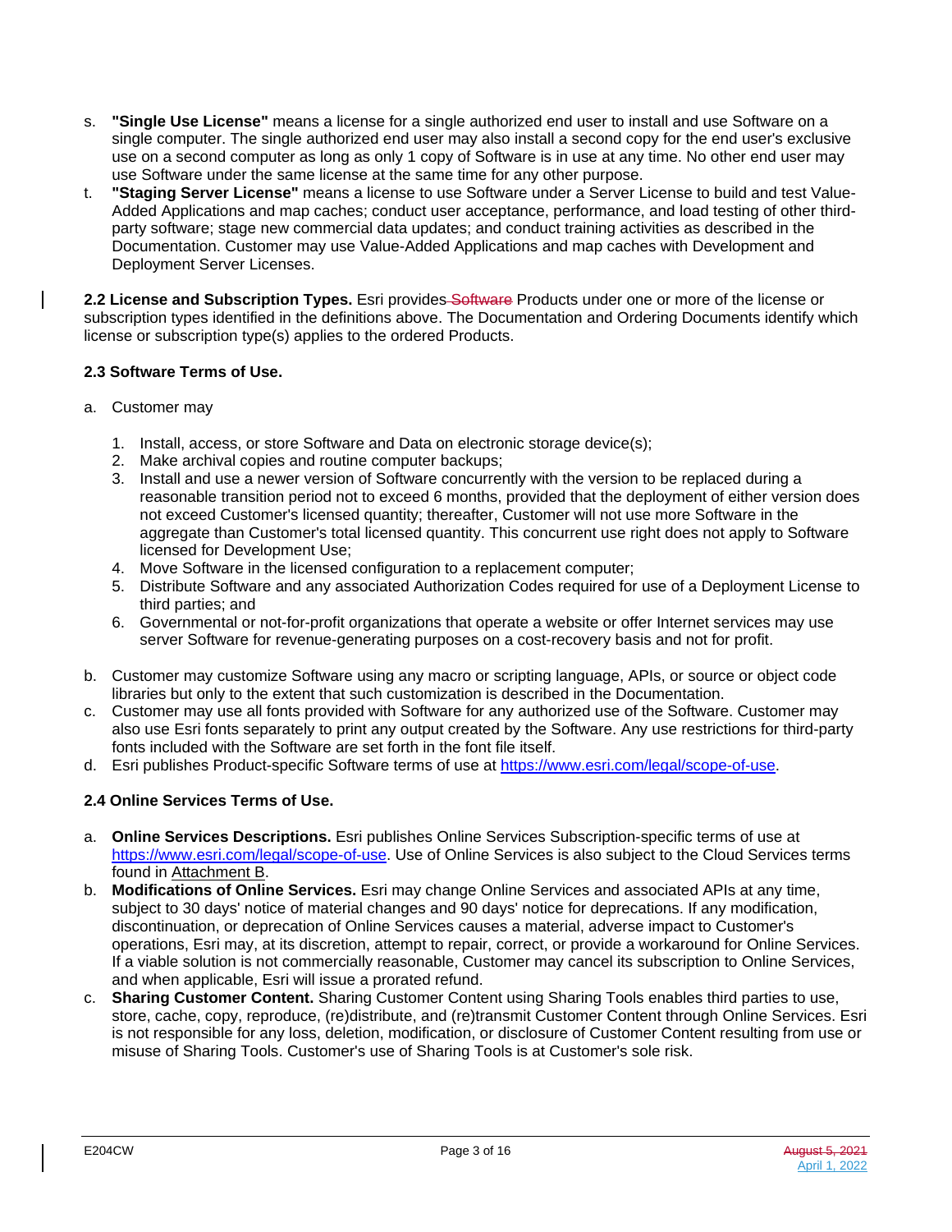s. **"Single Use License"** means a license for a single authorized end user to install and use Software on a single computer. The single authorized end user may also install a second copy for the end user's exclusive use on a second computer as long as only 1 copy of Software is in use at any time. No other end user may use Software under the same license at the same time for any other purpose.

t. **"Staging Server License"** means a license to use Software under a Server License to build and test Value-Added Applications and map caches; conduct user acceptance, performance, and load testing of other third-party software; stage new commercial data updates; and conduct training activities as described in the Documentation. Customer may use Value-Added Applications and map caches with Development and Deployment Server Licenses.

**2.2 License and Subscription Types.** Esri provides ~~Software~~ Products under one or more of the license or subscription types identified in the definitions above. The Documentation and Ordering Documents identify which license or subscription type(s) applies to the ordered Products.

**2.3 Software Terms of Use.**

a. Customer may

1. Install, access, or store Software and Data on electronic storage device(s);
2. Make archival copies and routine computer backups;
3. Install and use a newer version of Software concurrently with the version to be replaced during a reasonable transition period not to exceed 6 months, provided that the deployment of either version does not exceed Customer's licensed quantity; thereafter, Customer will not use more Software in the aggregate than Customer's total licensed quantity. This concurrent use right does not apply to Software licensed for Development Use;
4. Move Software in the licensed configuration to a replacement computer;
5. Distribute Software and any associated Authorization Codes required for use of a Deployment License to third parties; and
6. Governmental or not-for-profit organizations that operate a website or offer Internet services may use server Software for revenue-generating purposes on a cost-recovery basis and not for profit.

b. Customer may customize Software using any macro or scripting language, APIs, or source or object code libraries but only to the extent that such customization is described in the Documentation.

c. Customer may use all fonts provided with Software for any authorized use of the Software. Customer may also use Esri fonts separately to print any output created by the Software. Any use restrictions for third-party fonts included with the Software are set forth in the font file itself.

d. Esri publishes Product-specific Software terms of use at https://www.esri.com/legal/scope-of-use.

**2.4 Online Services Terms of Use.**

a. **Online Services Descriptions.** Esri publishes Online Services Subscription-specific terms of use at https://www.esri.com/legal/scope-of-use. Use of Online Services is also subject to the Cloud Services terms found in Attachment B.

b. **Modifications of Online Services.** Esri may change Online Services and associated APIs at any time, subject to 30 days' notice of material changes and 90 days' notice for deprecations. If any modification, discontinuation, or deprecation of Online Services causes a material, adverse impact to Customer's operations, Esri may, at its discretion, attempt to repair, correct, or provide a workaround for Online Services. If a viable solution is not commercially reasonable, Customer may cancel its subscription to Online Services, and when applicable, Esri will issue a prorated refund.

c. **Sharing Customer Content.** Sharing Customer Content using Sharing Tools enables third parties to use, store, cache, copy, reproduce, (re)distribute, and (re)transmit Customer Content through Online Services. Esri is not responsible for any loss, deletion, modification, or disclosure of Customer Content resulting from use or misuse of Sharing Tools. Customer's use of Sharing Tools is at Customer's sole risk.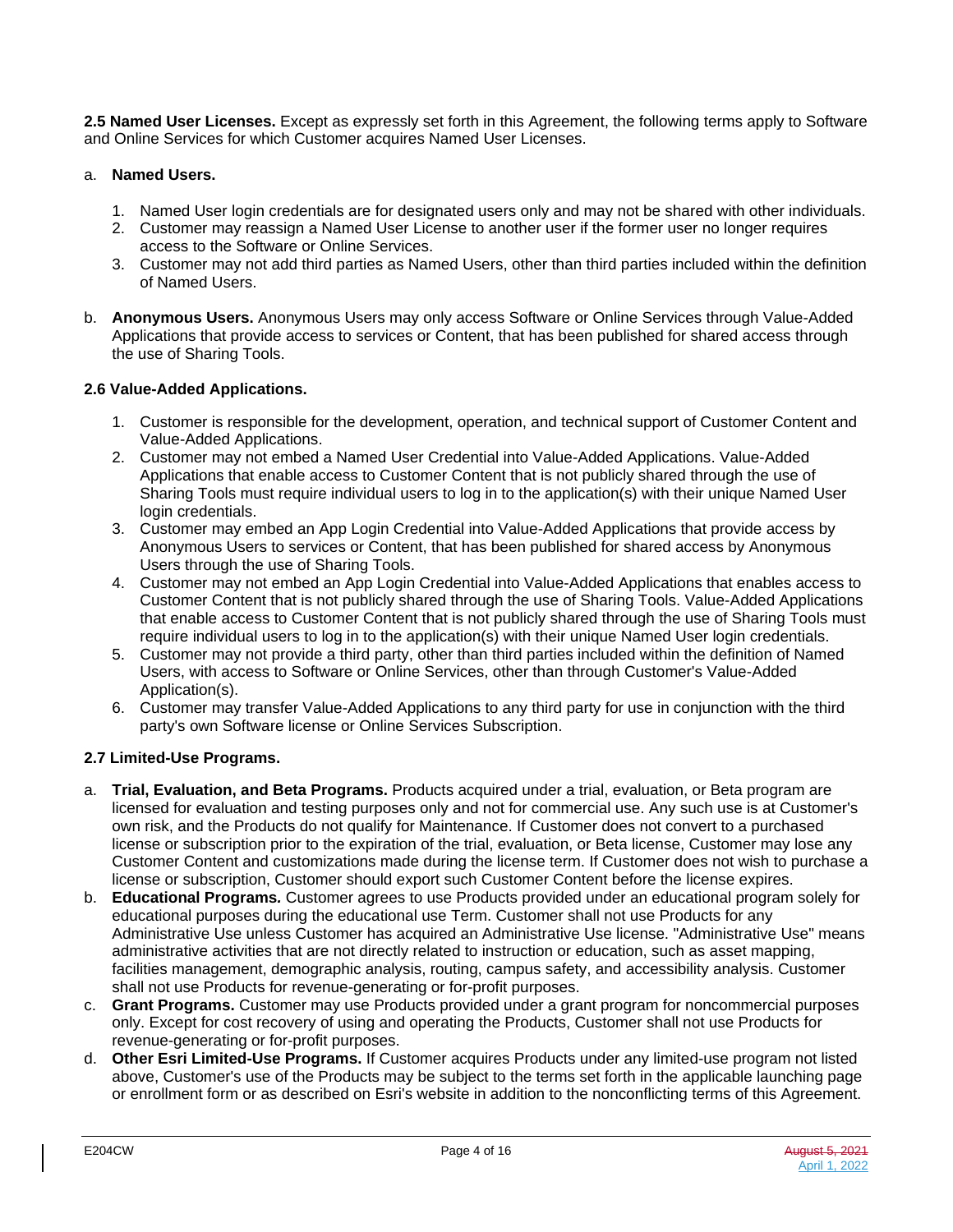**2.5 Named User Licenses.** Except as expressly set forth in this Agreement, the following terms apply to Software and Online Services for which Customer acquires Named User Licenses.

a. **Named Users.**

1. Named User login credentials are for designated users only and may not be shared with other individuals.
2. Customer may reassign a Named User License to another user if the former user no longer requires access to the Software or Online Services.
3. Customer may not add third parties as Named Users, other than third parties included within the definition of Named Users.

b. **Anonymous Users.** Anonymous Users may only access Software or Online Services through Value-Added Applications that provide access to services or Content, that has been published for shared access through the use of Sharing Tools.

**2.6 Value-Added Applications.**

1. Customer is responsible for the development, operation, and technical support of Customer Content and Value-Added Applications.
2. Customer may not embed a Named User Credential into Value-Added Applications. Value-Added Applications that enable access to Customer Content that is not publicly shared through the use of Sharing Tools must require individual users to log in to the application(s) with their unique Named User login credentials.
3. Customer may embed an App Login Credential into Value-Added Applications that provide access by Anonymous Users to services or Content, that has been published for shared access by Anonymous Users through the use of Sharing Tools.
4. Customer may not embed an App Login Credential into Value-Added Applications that enables access to Customer Content that is not publicly shared through the use of Sharing Tools. Value-Added Applications that enable access to Customer Content that is not publicly shared through the use of Sharing Tools must require individual users to log in to the application(s) with their unique Named User login credentials.
5. Customer may not provide a third party, other than third parties included within the definition of Named Users, with access to Software or Online Services, other than through Customer's Value-Added Application(s).
6. Customer may transfer Value-Added Applications to any third party for use in conjunction with the third party's own Software license or Online Services Subscription.

**2.7 Limited-Use Programs.**

a. **Trial, Evaluation, and Beta Programs.** Products acquired under a trial, evaluation, or Beta program are licensed for evaluation and testing purposes only and not for commercial use. Any such use is at Customer's own risk, and the Products do not qualify for Maintenance. If Customer does not convert to a purchased license or subscription prior to the expiration of the trial, evaluation, or Beta license, Customer may lose any Customer Content and customizations made during the license term. If Customer does not wish to purchase a license or subscription, Customer should export such Customer Content before the license expires.

b. **Educational Programs.** Customer agrees to use Products provided under an educational program solely for educational purposes during the educational use Term. Customer shall not use Products for any Administrative Use unless Customer has acquired an Administrative Use license. "Administrative Use" means administrative activities that are not directly related to instruction or education, such as asset mapping, facilities management, demographic analysis, routing, campus safety, and accessibility analysis. Customer shall not use Products for revenue-generating or for-profit purposes.

c. **Grant Programs.** Customer may use Products provided under a grant program for noncommercial purposes only. Except for cost recovery of using and operating the Products, Customer shall not use Products for revenue-generating or for-profit purposes.

d. **Other Esri Limited-Use Programs.** If Customer acquires Products under any limited-use program not listed above, Customer's use of the Products may be subject to the terms set forth in the applicable launching page or enrollment form or as described on Esri's website in addition to the nonconflicting terms of this Agreement.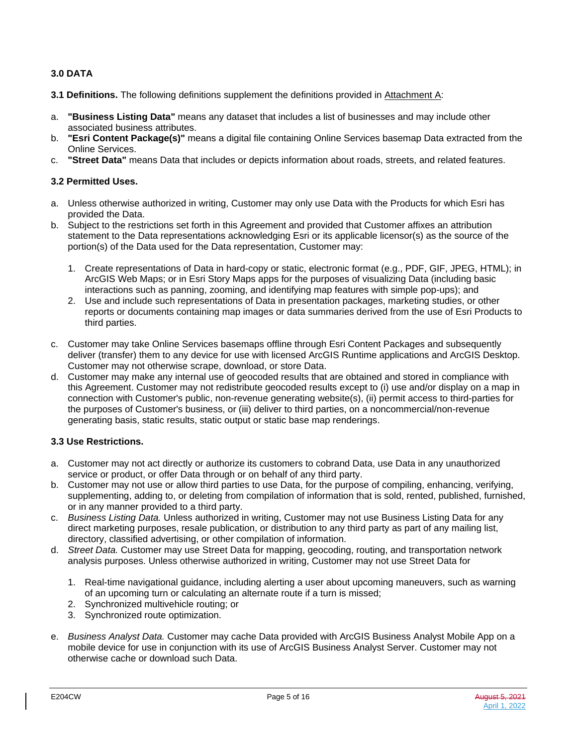## 3.0 DATA

**3.1 Definitions.** The following definitions supplement the definitions provided in Attachment A:

a. **"Business Listing Data"** means any dataset that includes a list of businesses and may include other associated business attributes.
b. **"Esri Content Package(s)"** means a digital file containing Online Services basemap Data extracted from the Online Services.
c. **"Street Data"** means Data that includes or depicts information about roads, streets, and related features.

**3.2 Permitted Uses.**

a. Unless otherwise authorized in writing, Customer may only use Data with the Products for which Esri has provided the Data.
b. Subject to the restrictions set forth in this Agreement and provided that Customer affixes an attribution statement to the Data representations acknowledging Esri or its applicable licensor(s) as the source of the portion(s) of the Data used for the Data representation, Customer may:

   1. Create representations of Data in hard-copy or static, electronic format (e.g., PDF, GIF, JPEG, HTML); in ArcGIS Web Maps; or in Esri Story Maps apps for the purposes of visualizing Data (including basic interactions such as panning, zooming, and identifying map features with simple pop-ups); and
   2. Use and include such representations of Data in presentation packages, marketing studies, or other reports or documents containing map images or data summaries derived from the use of Esri Products to third parties.

c. Customer may take Online Services basemaps offline through Esri Content Packages and subsequently deliver (transfer) them to any device for use with licensed ArcGIS Runtime applications and ArcGIS Desktop. Customer may not otherwise scrape, download, or store Data.
d. Customer may make any internal use of geocoded results that are obtained and stored in compliance with this Agreement. Customer may not redistribute geocoded results except to (i) use and/or display on a map in connection with Customer's public, non-revenue generating website(s), (ii) permit access to third-parties for the purposes of Customer's business, or (iii) deliver to third parties, on a noncommercial/non-revenue generating basis, static results, static output or static base map renderings.

**3.3 Use Restrictions.**

a. Customer may not act directly or authorize its customers to cobrand Data, use Data in any unauthorized service or product, or offer Data through or on behalf of any third party.
b. Customer may not use or allow third parties to use Data, for the purpose of compiling, enhancing, verifying, supplementing, adding to, or deleting from compilation of information that is sold, rented, published, furnished, or in any manner provided to a third party.
c. *Business Listing Data.* Unless authorized in writing, Customer may not use Business Listing Data for any direct marketing purposes, resale publication, or distribution to any third party as part of any mailing list, directory, classified advertising, or other compilation of information.
d. *Street Data.* Customer may use Street Data for mapping, geocoding, routing, and transportation network analysis purposes. Unless otherwise authorized in writing, Customer may not use Street Data for

   1. Real-time navigational guidance, including alerting a user about upcoming maneuvers, such as warning of an upcoming turn or calculating an alternate route if a turn is missed;
   2. Synchronized multivehicle routing; or
   3. Synchronized route optimization.

e. *Business Analyst Data.* Customer may cache Data provided with ArcGIS Business Analyst Mobile App on a mobile device for use in conjunction with its use of ArcGIS Business Analyst Server. Customer may not otherwise cache or download such Data.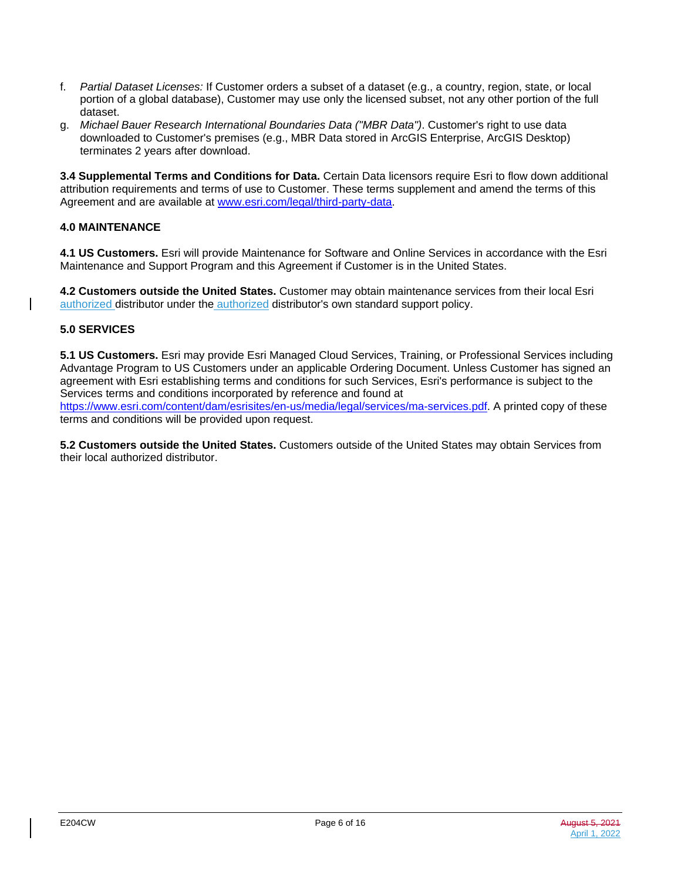f. *Partial Dataset Licenses:* If Customer orders a subset of a dataset (e.g., a country, region, state, or local portion of a global database), Customer may use only the licensed subset, not any other portion of the full dataset.

g. *Michael Bauer Research International Boundaries Data ("MBR Data")*. Customer's right to use data downloaded to Customer's premises (e.g., MBR Data stored in ArcGIS Enterprise, ArcGIS Desktop) terminates 2 years after download.

**3.4 Supplemental Terms and Conditions for Data.** Certain Data licensors require Esri to flow down additional attribution requirements and terms of use to Customer. These terms supplement and amend the terms of this Agreement and are available at www.esri.com/legal/third-party-data.

## 4.0 MAINTENANCE

**4.1 US Customers.** Esri will provide Maintenance for Software and Online Services in accordance with the Esri Maintenance and Support Program and this Agreement if Customer is in the United States.

**4.2 Customers outside the United States.** Customer may obtain maintenance services from their local Esri authorized distributor under the authorized distributor's own standard support policy.

## 5.0 SERVICES

**5.1 US Customers.** Esri may provide Esri Managed Cloud Services, Training, or Professional Services including Advantage Program to US Customers under an applicable Ordering Document. Unless Customer has signed an agreement with Esri establishing terms and conditions for such Services, Esri's performance is subject to the Services terms and conditions incorporated by reference and found at https://www.esri.com/content/dam/esrisites/en-us/media/legal/services/ma-services.pdf. A printed copy of these terms and conditions will be provided upon request.

**5.2 Customers outside the United States.** Customers outside of the United States may obtain Services from their local authorized distributor.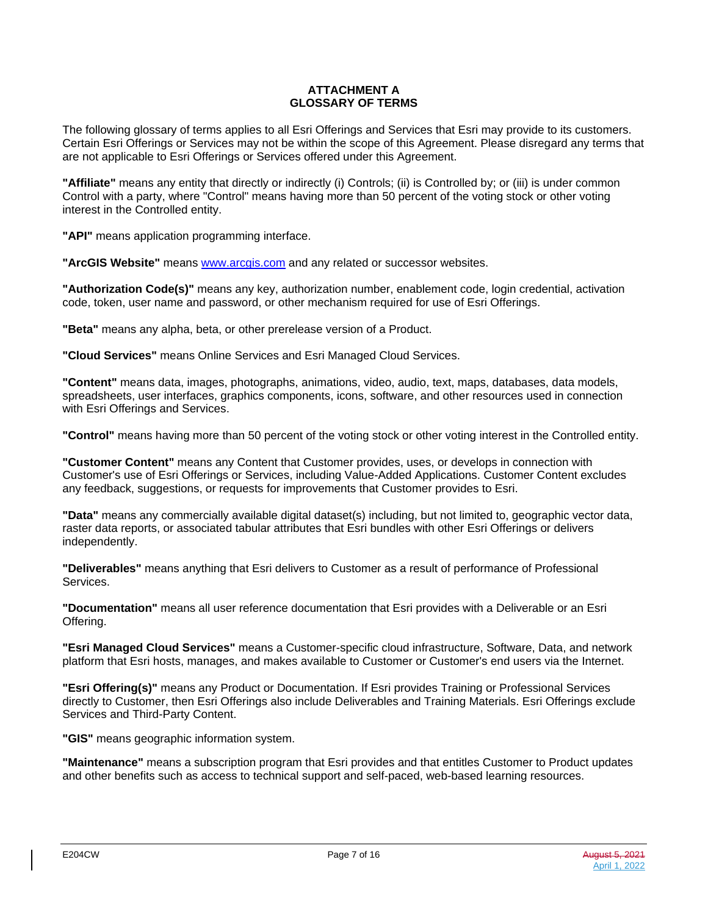# ATTACHMENT A
# GLOSSARY OF TERMS

The following glossary of terms applies to all Esri Offerings and Services that Esri may provide to its customers. Certain Esri Offerings or Services may not be within the scope of this Agreement. Please disregard any terms that are not applicable to Esri Offerings or Services offered under this Agreement.

**"Affiliate"** means any entity that directly or indirectly (i) Controls; (ii) is Controlled by; or (iii) is under common Control with a party, where "Control" means having more than 50 percent of the voting stock or other voting interest in the Controlled entity.

**"API"** means application programming interface.

**"ArcGIS Website"** means [www.arcgis.com](http://www.arcgis.com) and any related or successor websites.

**"Authorization Code(s)"** means any key, authorization number, enablement code, login credential, activation code, token, user name and password, or other mechanism required for use of Esri Offerings.

**"Beta"** means any alpha, beta, or other prerelease version of a Product.

**"Cloud Services"** means Online Services and Esri Managed Cloud Services.

**"Content"** means data, images, photographs, animations, video, audio, text, maps, databases, data models, spreadsheets, user interfaces, graphics components, icons, software, and other resources used in connection with Esri Offerings and Services.

**"Control"** means having more than 50 percent of the voting stock or other voting interest in the Controlled entity.

**"Customer Content"** means any Content that Customer provides, uses, or develops in connection with Customer's use of Esri Offerings or Services, including Value-Added Applications. Customer Content excludes any feedback, suggestions, or requests for improvements that Customer provides to Esri.

**"Data"** means any commercially available digital dataset(s) including, but not limited to, geographic vector data, raster data reports, or associated tabular attributes that Esri bundles with other Esri Offerings or delivers independently.

**"Deliverables"** means anything that Esri delivers to Customer as a result of performance of Professional Services.

**"Documentation"** means all user reference documentation that Esri provides with a Deliverable or an Esri Offering.

**"Esri Managed Cloud Services"** means a Customer-specific cloud infrastructure, Software, Data, and network platform that Esri hosts, manages, and makes available to Customer or Customer's end users via the Internet.

**"Esri Offering(s)"** means any Product or Documentation. If Esri provides Training or Professional Services directly to Customer, then Esri Offerings also include Deliverables and Training Materials. Esri Offerings exclude Services and Third-Party Content.

**"GIS"** means geographic information system.

**"Maintenance"** means a subscription program that Esri provides and that entitles Customer to Product updates and other benefits such as access to technical support and self-paced, web-based learning resources.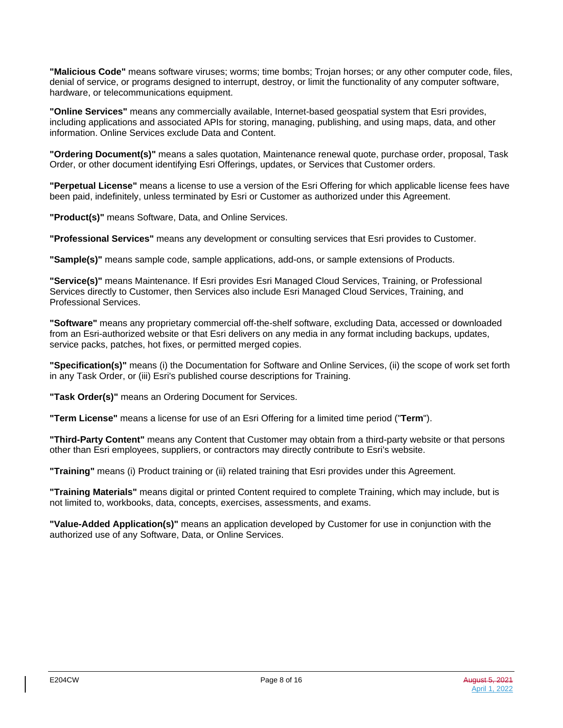**"Malicious Code"** means software viruses; worms; time bombs; Trojan horses; or any other computer code, files, denial of service, or programs designed to interrupt, destroy, or limit the functionality of any computer software, hardware, or telecommunications equipment.

**"Online Services"** means any commercially available, Internet-based geospatial system that Esri provides, including applications and associated APIs for storing, managing, publishing, and using maps, data, and other information. Online Services exclude Data and Content.

**"Ordering Document(s)"** means a sales quotation, Maintenance renewal quote, purchase order, proposal, Task Order, or other document identifying Esri Offerings, updates, or Services that Customer orders.

**"Perpetual License"** means a license to use a version of the Esri Offering for which applicable license fees have been paid, indefinitely, unless terminated by Esri or Customer as authorized under this Agreement.

**"Product(s)"** means Software, Data, and Online Services.

**"Professional Services"** means any development or consulting services that Esri provides to Customer.

**"Sample(s)"** means sample code, sample applications, add-ons, or sample extensions of Products.

**"Service(s)"** means Maintenance. If Esri provides Esri Managed Cloud Services, Training, or Professional Services directly to Customer, then Services also include Esri Managed Cloud Services, Training, and Professional Services.

**"Software"** means any proprietary commercial off-the-shelf software, excluding Data, accessed or downloaded from an Esri-authorized website or that Esri delivers on any media in any format including backups, updates, service packs, patches, hot fixes, or permitted merged copies.

**"Specification(s)"** means (i) the Documentation for Software and Online Services, (ii) the scope of work set forth in any Task Order, or (iii) Esri's published course descriptions for Training.

**"Task Order(s)"** means an Ordering Document for Services.

**"Term License"** means a license for use of an Esri Offering for a limited time period ("**Term**").

**"Third-Party Content"** means any Content that Customer may obtain from a third-party website or that persons other than Esri employees, suppliers, or contractors may directly contribute to Esri's website.

**"Training"** means (i) Product training or (ii) related training that Esri provides under this Agreement.

**"Training Materials"** means digital or printed Content required to complete Training, which may include, but is not limited to, workbooks, data, concepts, exercises, assessments, and exams.

**"Value-Added Application(s)"** means an application developed by Customer for use in conjunction with the authorized use of any Software, Data, or Online Services.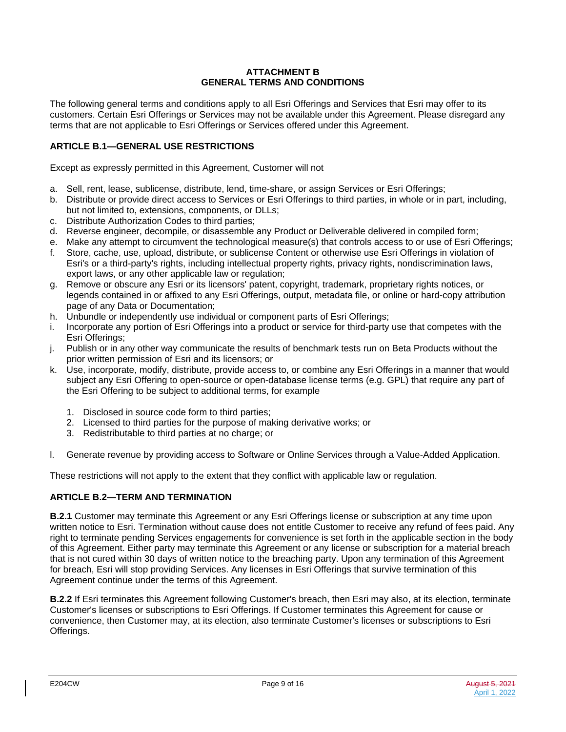# ATTACHMENT B
# GENERAL TERMS AND CONDITIONS

The following general terms and conditions apply to all Esri Offerings and Services that Esri may offer to its customers. Certain Esri Offerings or Services may not be available under this Agreement. Please disregard any terms that are not applicable to Esri Offerings or Services offered under this Agreement.

## ARTICLE B.1—GENERAL USE RESTRICTIONS

Except as expressly permitted in this Agreement, Customer will not

a. Sell, rent, lease, sublicense, distribute, lend, time-share, or assign Services or Esri Offerings;
b. Distribute or provide direct access to Services or Esri Offerings to third parties, in whole or in part, including, but not limited to, extensions, components, or DLLs;
c. Distribute Authorization Codes to third parties;
d. Reverse engineer, decompile, or disassemble any Product or Deliverable delivered in compiled form;
e. Make any attempt to circumvent the technological measure(s) that controls access to or use of Esri Offerings;
f. Store, cache, use, upload, distribute, or sublicense Content or otherwise use Esri Offerings in violation of Esri's or a third-party's rights, including intellectual property rights, privacy rights, nondiscrimination laws, export laws, or any other applicable law or regulation;
g. Remove or obscure any Esri or its licensors' patent, copyright, trademark, proprietary rights notices, or legends contained in or affixed to any Esri Offerings, output, metadata file, or online or hard-copy attribution page of any Data or Documentation;
h. Unbundle or independently use individual or component parts of Esri Offerings;
i. Incorporate any portion of Esri Offerings into a product or service for third-party use that competes with the Esri Offerings;
j. Publish or in any other way communicate the results of benchmark tests run on Beta Products without the prior written permission of Esri and its licensors; or
k. Use, incorporate, modify, distribute, provide access to, or combine any Esri Offerings in a manner that would subject any Esri Offering to open-source or open-database license terms (e.g. GPL) that require any part of the Esri Offering to be subject to additional terms, for example
    1. Disclosed in source code form to third parties;
    2. Licensed to third parties for the purpose of making derivative works; or
    3. Redistributable to third parties at no charge; or
l. Generate revenue by providing access to Software or Online Services through a Value-Added Application.

These restrictions will not apply to the extent that they conflict with applicable law or regulation.

## ARTICLE B.2—TERM AND TERMINATION

**B.2.1** Customer may terminate this Agreement or any Esri Offerings license or subscription at any time upon written notice to Esri. Termination without cause does not entitle Customer to receive any refund of fees paid. Any right to terminate pending Services engagements for convenience is set forth in the applicable section in the body of this Agreement. Either party may terminate this Agreement or any license or subscription for a material breach that is not cured within 30 days of written notice to the breaching party. Upon any termination of this Agreement for breach, Esri will stop providing Services. Any licenses in Esri Offerings that survive termination of this Agreement continue under the terms of this Agreement.

**B.2.2** If Esri terminates this Agreement following Customer's breach, then Esri may also, at its election, terminate Customer's licenses or subscriptions to Esri Offerings. If Customer terminates this Agreement for cause or convenience, then Customer may, at its election, also terminate Customer's licenses or subscriptions to Esri Offerings.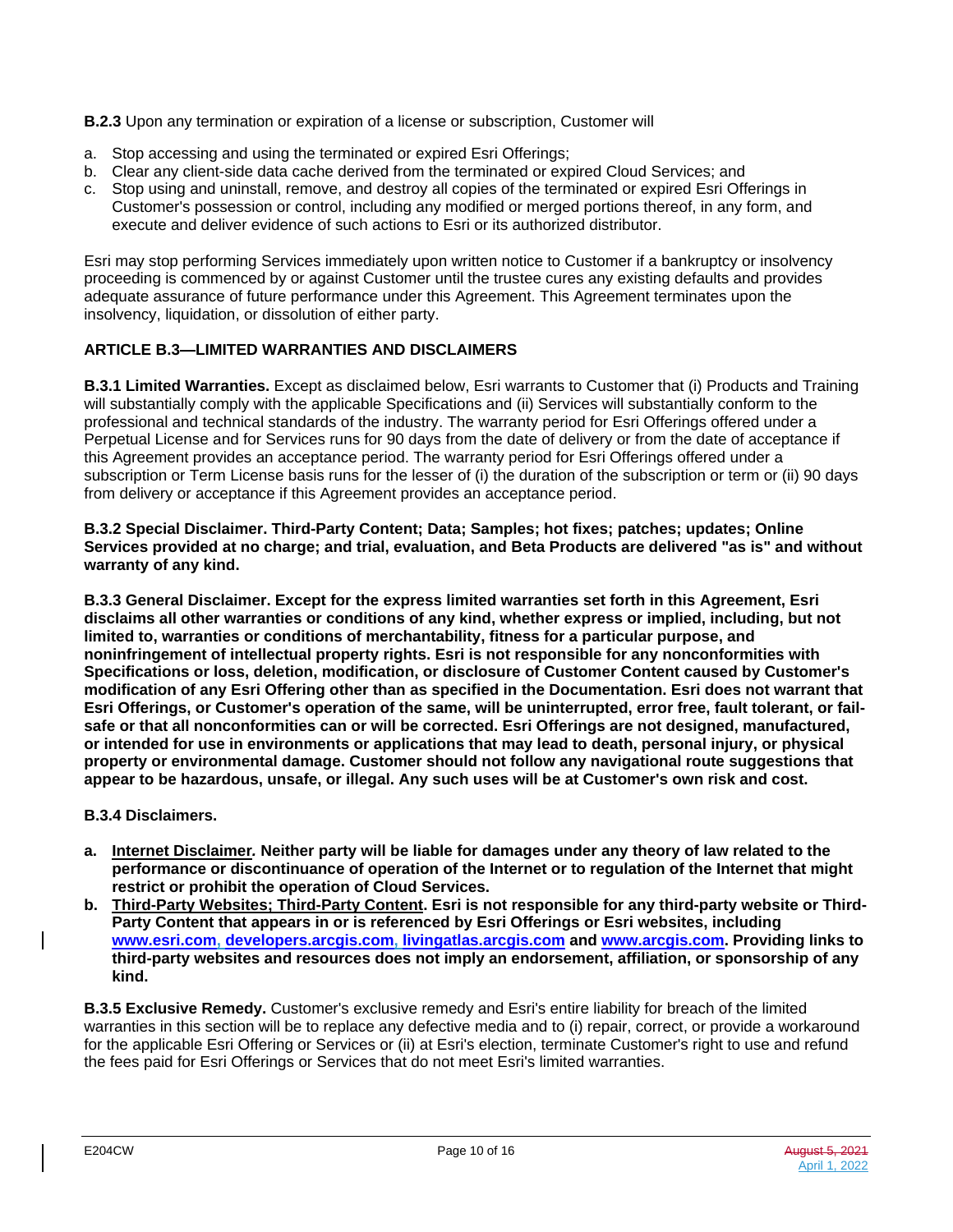**B.2.3** Upon any termination or expiration of a license or subscription, Customer will

a. Stop accessing and using the terminated or expired Esri Offerings;
b. Clear any client-side data cache derived from the terminated or expired Cloud Services; and
c. Stop using and uninstall, remove, and destroy all copies of the terminated or expired Esri Offerings in Customer's possession or control, including any modified or merged portions thereof, in any form, and execute and deliver evidence of such actions to Esri or its authorized distributor.

Esri may stop performing Services immediately upon written notice to Customer if a bankruptcy or insolvency proceeding is commenced by or against Customer until the trustee cures any existing defaults and provides adequate assurance of future performance under this Agreement. This Agreement terminates upon the insolvency, liquidation, or dissolution of either party.

## ARTICLE B.3—LIMITED WARRANTIES AND DISCLAIMERS

**B.3.1 Limited Warranties.** Except as disclaimed below, Esri warrants to Customer that (i) Products and Training will substantially comply with the applicable Specifications and (ii) Services will substantially conform to the professional and technical standards of the industry. The warranty period for Esri Offerings offered under a Perpetual License and for Services runs for 90 days from the date of delivery or from the date of acceptance if this Agreement provides an acceptance period. The warranty period for Esri Offerings offered under a subscription or Term License basis runs for the lesser of (i) the duration of the subscription or term or (ii) 90 days from delivery or acceptance if this Agreement provides an acceptance period.

**B.3.2 Special Disclaimer. Third-Party Content; Data; Samples; hot fixes; patches; updates; Online Services provided at no charge; and trial, evaluation, and Beta Products are delivered "as is" and without warranty of any kind.**

**B.3.3 General Disclaimer. Except for the express limited warranties set forth in this Agreement, Esri disclaims all other warranties or conditions of any kind, whether express or implied, including, but not limited to, warranties or conditions of merchantability, fitness for a particular purpose, and noninfringement of intellectual property rights. Esri is not responsible for any nonconformities with Specifications or loss, deletion, modification, or disclosure of Customer Content caused by Customer's modification of any Esri Offering other than as specified in the Documentation. Esri does not warrant that Esri Offerings, or Customer's operation of the same, will be uninterrupted, error free, fault tolerant, or fail-safe or that all nonconformities can or will be corrected. Esri Offerings are not designed, manufactured, or intended for use in environments or applications that may lead to death, personal injury, or physical property or environmental damage. Customer should not follow any navigational route suggestions that appear to be hazardous, unsafe, or illegal. Any such uses will be at Customer's own risk and cost.**

**B.3.4 Disclaimers.**

a. **Internet Disclaimer*.* Neither party will be liable for damages under any theory of law related to the performance or discontinuance of operation of the Internet or to regulation of the Internet that might restrict or prohibit the operation of Cloud Services.**
b. **Third-Party Websites; Third-Party Content. Esri is not responsible for any third-party website or Third-Party Content that appears in or is referenced by Esri Offerings or Esri websites, including www.esri.com, developers.arcgis.com, livingatlas.arcgis.com and www.arcgis.com. Providing links to third-party websites and resources does not imply an endorsement, affiliation, or sponsorship of any kind.**

**B.3.5 Exclusive Remedy.** Customer's exclusive remedy and Esri's entire liability for breach of the limited warranties in this section will be to replace any defective media and to (i) repair, correct, or provide a workaround for the applicable Esri Offering or Services or (ii) at Esri's election, terminate Customer's right to use and refund the fees paid for Esri Offerings or Services that do not meet Esri's limited warranties.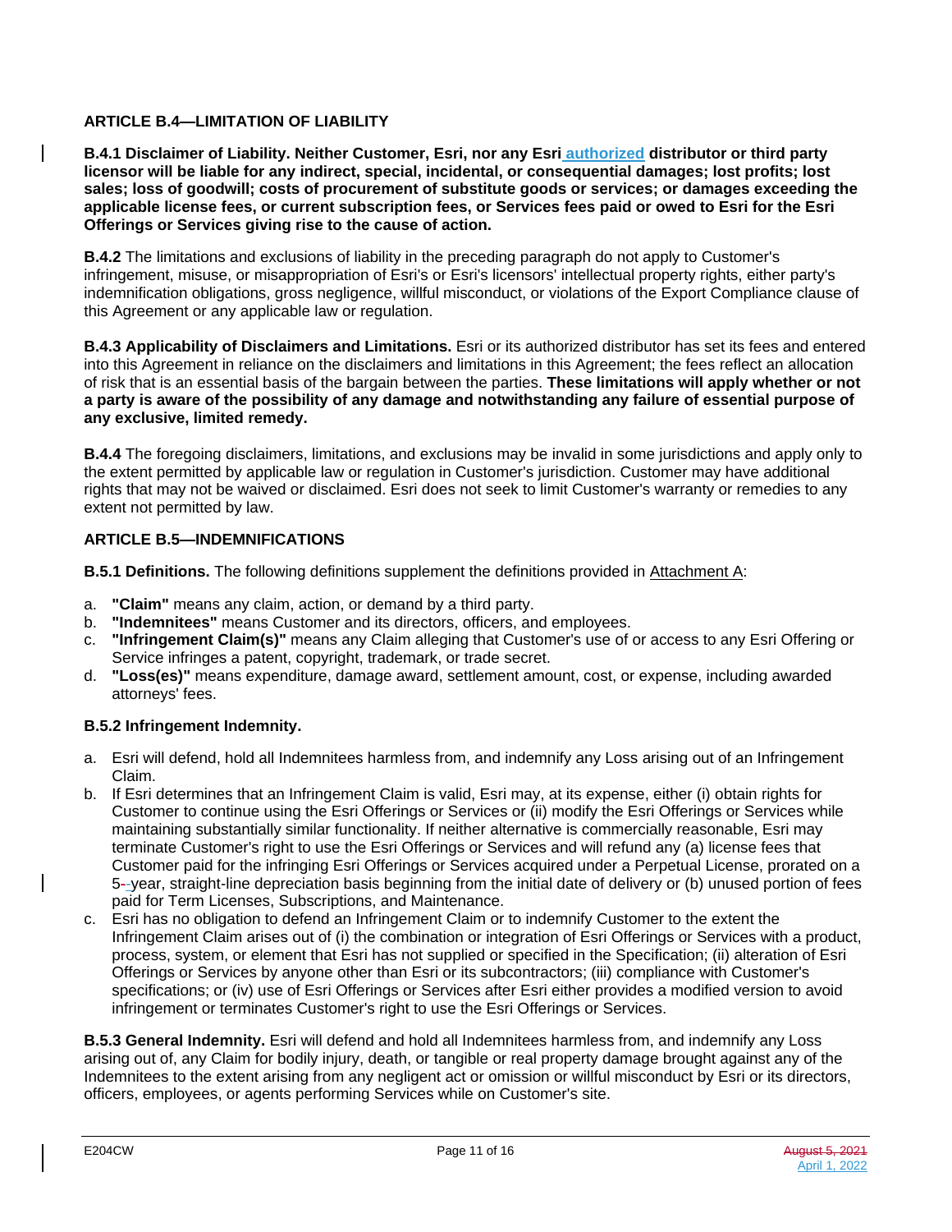### ARTICLE B.4—LIMITATION OF LIABILITY

**B.4.1 Disclaimer of Liability. Neither Customer, Esri, nor any Esri authorized distributor or third party licensor will be liable for any indirect, special, incidental, or consequential damages; lost profits; lost sales; loss of goodwill; costs of procurement of substitute goods or services; or damages exceeding the applicable license fees, or current subscription fees, or Services fees paid or owed to Esri for the Esri Offerings or Services giving rise to the cause of action.**

**B.4.2** The limitations and exclusions of liability in the preceding paragraph do not apply to Customer's infringement, misuse, or misappropriation of Esri's or Esri's licensors' intellectual property rights, either party's indemnification obligations, gross negligence, willful misconduct, or violations of the Export Compliance clause of this Agreement or any applicable law or regulation.

**B.4.3 Applicability of Disclaimers and Limitations.** Esri or its authorized distributor has set its fees and entered into this Agreement in reliance on the disclaimers and limitations in this Agreement; the fees reflect an allocation of risk that is an essential basis of the bargain between the parties. **These limitations will apply whether or not a party is aware of the possibility of any damage and notwithstanding any failure of essential purpose of any exclusive, limited remedy.**

**B.4.4** The foregoing disclaimers, limitations, and exclusions may be invalid in some jurisdictions and apply only to the extent permitted by applicable law or regulation in Customer's jurisdiction. Customer may have additional rights that may not be waived or disclaimed. Esri does not seek to limit Customer's warranty or remedies to any extent not permitted by law.

### ARTICLE B.5—INDEMNIFICATIONS

**B.5.1 Definitions.** The following definitions supplement the definitions provided in Attachment A:

a. **"Claim"** means any claim, action, or demand by a third party.
b. **"Indemnitees"** means Customer and its directors, officers, and employees.
c. **"Infringement Claim(s)"** means any Claim alleging that Customer's use of or access to any Esri Offering or Service infringes a patent, copyright, trademark, or trade secret.
d. **"Loss(es)"** means expenditure, damage award, settlement amount, cost, or expense, including awarded attorneys' fees.

**B.5.2 Infringement Indemnity.**

a. Esri will defend, hold all Indemnitees harmless from, and indemnify any Loss arising out of an Infringement Claim.
b. If Esri determines that an Infringement Claim is valid, Esri may, at its expense, either (i) obtain rights for Customer to continue using the Esri Offerings or Services or (ii) modify the Esri Offerings or Services while maintaining substantially similar functionality. If neither alternative is commercially reasonable, Esri may terminate Customer's right to use the Esri Offerings or Services and will refund any (a) license fees that Customer paid for the infringing Esri Offerings or Services acquired under a Perpetual License, prorated on a 5-year, straight-line depreciation basis beginning from the initial date of delivery or (b) unused portion of fees paid for Term Licenses, Subscriptions, and Maintenance.
c. Esri has no obligation to defend an Infringement Claim or to indemnify Customer to the extent the Infringement Claim arises out of (i) the combination or integration of Esri Offerings or Services with a product, process, system, or element that Esri has not supplied or specified in the Specification; (ii) alteration of Esri Offerings or Services by anyone other than Esri or its subcontractors; (iii) compliance with Customer's specifications; or (iv) use of Esri Offerings or Services after Esri either provides a modified version to avoid infringement or terminates Customer's right to use the Esri Offerings or Services.

**B.5.3 General Indemnity.** Esri will defend and hold all Indemnitees harmless from, and indemnify any Loss arising out of, any Claim for bodily injury, death, or tangible or real property damage brought against any of the Indemnitees to the extent arising from any negligent act or omission or willful misconduct by Esri or its directors, officers, employees, or agents performing Services while on Customer's site.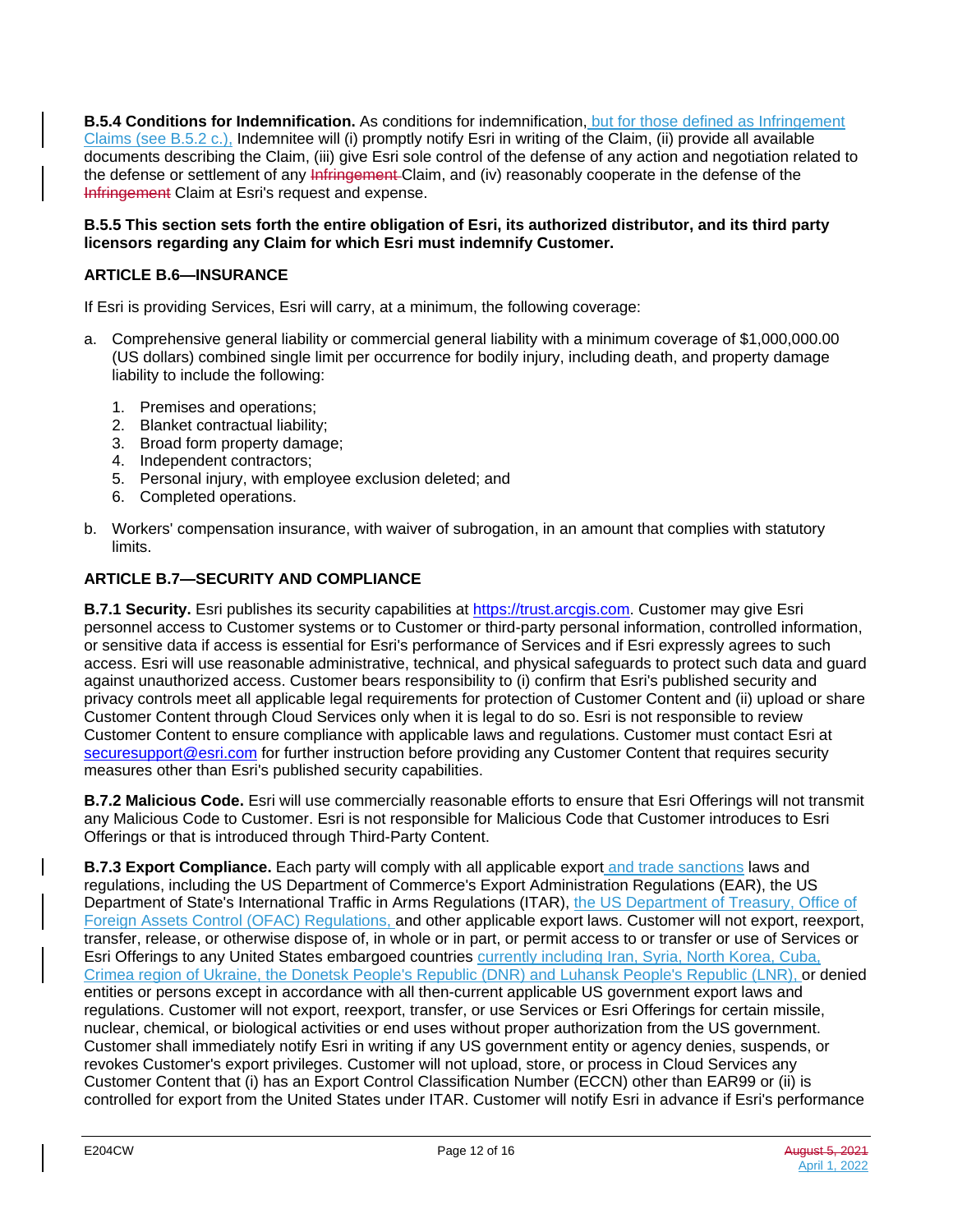**B.5.4 Conditions for Indemnification.** As conditions for indemnification, but for those defined as Infringement Claims (see B.5.2 c.), Indemnitee will (i) promptly notify Esri in writing of the Claim, (ii) provide all available documents describing the Claim, (iii) give Esri sole control of the defense of any action and negotiation related to the defense or settlement of any ~~Infringement~~ Claim, and (iv) reasonably cooperate in the defense of the ~~Infringement~~ Claim at Esri's request and expense.

**B.5.5 This section sets forth the entire obligation of Esri, its authorized distributor, and its third party licensors regarding any Claim for which Esri must indemnify Customer.**

**ARTICLE B.6—INSURANCE**

If Esri is providing Services, Esri will carry, at a minimum, the following coverage:

a. Comprehensive general liability or commercial general liability with a minimum coverage of $1,000,000.00 (US dollars) combined single limit per occurrence for bodily injury, including death, and property damage liability to include the following:

   1. Premises and operations;
   2. Blanket contractual liability;
   3. Broad form property damage;
   4. Independent contractors;
   5. Personal injury, with employee exclusion deleted; and
   6. Completed operations.

b. Workers' compensation insurance, with waiver of subrogation, in an amount that complies with statutory limits.

**ARTICLE B.7—SECURITY AND COMPLIANCE**

**B.7.1 Security.** Esri publishes its security capabilities at https://trust.arcgis.com. Customer may give Esri personnel access to Customer systems or to Customer or third-party personal information, controlled information, or sensitive data if access is essential for Esri's performance of Services and if Esri expressly agrees to such access. Esri will use reasonable administrative, technical, and physical safeguards to protect such data and guard against unauthorized access. Customer bears responsibility to (i) confirm that Esri's published security and privacy controls meet all applicable legal requirements for protection of Customer Content and (ii) upload or share Customer Content through Cloud Services only when it is legal to do so. Esri is not responsible to review Customer Content to ensure compliance with applicable laws and regulations. Customer must contact Esri at securesupport@esri.com for further instruction before providing any Customer Content that requires security measures other than Esri's published security capabilities.

**B.7.2 Malicious Code.** Esri will use commercially reasonable efforts to ensure that Esri Offerings will not transmit any Malicious Code to Customer. Esri is not responsible for Malicious Code that Customer introduces to Esri Offerings or that is introduced through Third-Party Content.

**B.7.3 Export Compliance.** Each party will comply with all applicable export and trade sanctions laws and regulations, including the US Department of Commerce's Export Administration Regulations (EAR), the US Department of State's International Traffic in Arms Regulations (ITAR), the US Department of Treasury, Office of Foreign Assets Control (OFAC) Regulations, and other applicable export laws. Customer will not export, reexport, transfer, release, or otherwise dispose of, in whole or in part, or permit access to or transfer or use of Services or Esri Offerings to any United States embargoed countries currently including Iran, Syria, North Korea, Cuba, Crimea region of Ukraine, the Donetsk People's Republic (DNR) and Luhansk People's Republic (LNR), or denied entities or persons except in accordance with all then-current applicable US government export laws and regulations. Customer will not export, reexport, transfer, or use Services or Esri Offerings for certain missile, nuclear, chemical, or biological activities or end uses without proper authorization from the US government. Customer shall immediately notify Esri in writing if any US government entity or agency denies, suspends, or revokes Customer's export privileges. Customer will not upload, store, or process in Cloud Services any Customer Content that (i) has an Export Control Classification Number (ECCN) other than EAR99 or (ii) is controlled for export from the United States under ITAR. Customer will notify Esri in advance if Esri's performance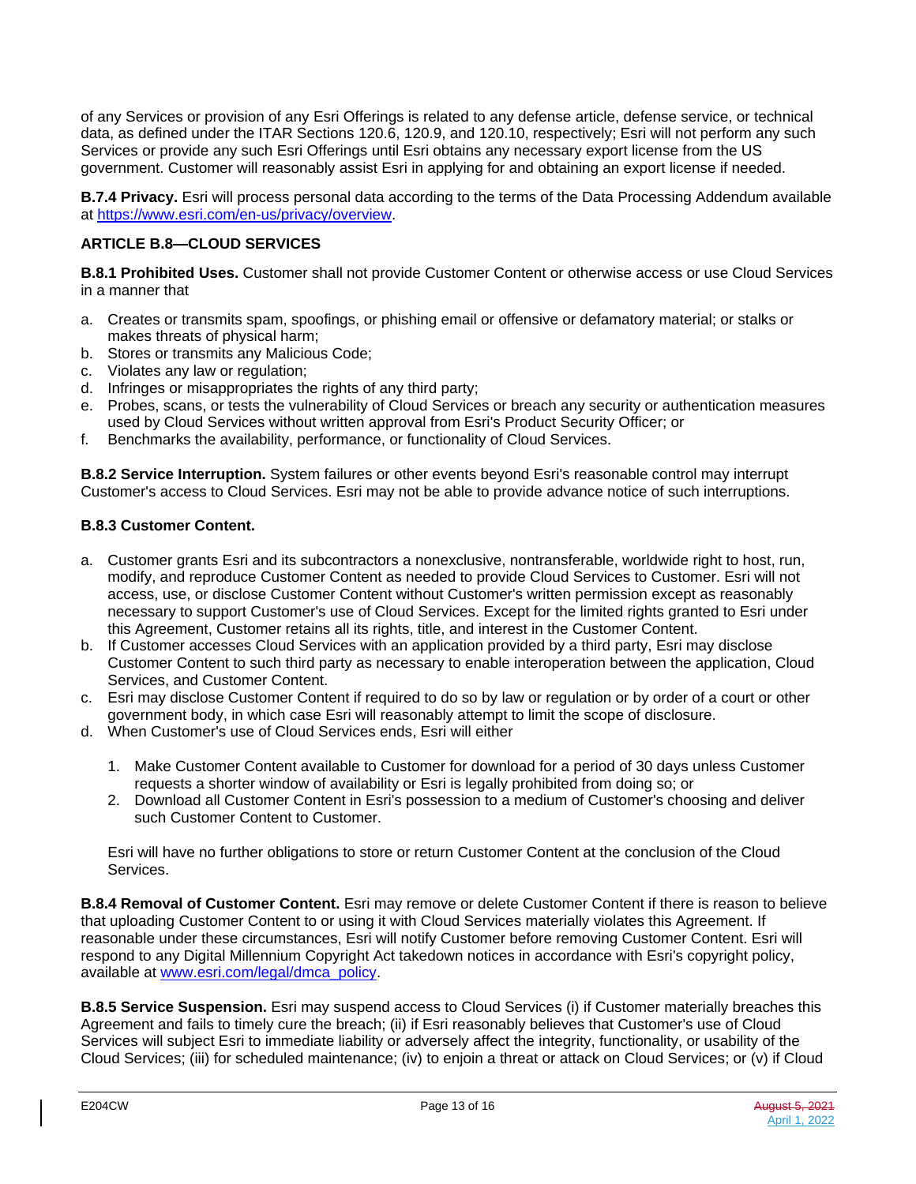of any Services or provision of any Esri Offerings is related to any defense article, defense service, or technical data, as defined under the ITAR Sections 120.6, 120.9, and 120.10, respectively; Esri will not perform any such Services or provide any such Esri Offerings until Esri obtains any necessary export license from the US government. Customer will reasonably assist Esri in applying for and obtaining an export license if needed.

**B.7.4 Privacy.** Esri will process personal data according to the terms of the Data Processing Addendum available at https://www.esri.com/en-us/privacy/overview.

## ARTICLE B.8—CLOUD SERVICES

**B.8.1 Prohibited Uses.** Customer shall not provide Customer Content or otherwise access or use Cloud Services in a manner that

a. Creates or transmits spam, spoofings, or phishing email or offensive or defamatory material; or stalks or makes threats of physical harm;
b. Stores or transmits any Malicious Code;
c. Violates any law or regulation;
d. Infringes or misappropriates the rights of any third party;
e. Probes, scans, or tests the vulnerability of Cloud Services or breach any security or authentication measures used by Cloud Services without written approval from Esri's Product Security Officer; or
f. Benchmarks the availability, performance, or functionality of Cloud Services.

**B.8.2 Service Interruption.** System failures or other events beyond Esri's reasonable control may interrupt Customer's access to Cloud Services. Esri may not be able to provide advance notice of such interruptions.

**B.8.3 Customer Content.**

a. Customer grants Esri and its subcontractors a nonexclusive, nontransferable, worldwide right to host, run, modify, and reproduce Customer Content as needed to provide Cloud Services to Customer. Esri will not access, use, or disclose Customer Content without Customer's written permission except as reasonably necessary to support Customer's use of Cloud Services. Except for the limited rights granted to Esri under this Agreement, Customer retains all its rights, title, and interest in the Customer Content.
b. If Customer accesses Cloud Services with an application provided by a third party, Esri may disclose Customer Content to such third party as necessary to enable interoperation between the application, Cloud Services, and Customer Content.
c. Esri may disclose Customer Content if required to do so by law or regulation or by order of a court or other government body, in which case Esri will reasonably attempt to limit the scope of disclosure.
d. When Customer's use of Cloud Services ends, Esri will either

   1. Make Customer Content available to Customer for download for a period of 30 days unless Customer requests a shorter window of availability or Esri is legally prohibited from doing so; or
   2. Download all Customer Content in Esri's possession to a medium of Customer's choosing and deliver such Customer Content to Customer.

   Esri will have no further obligations to store or return Customer Content at the conclusion of the Cloud Services.

**B.8.4 Removal of Customer Content.** Esri may remove or delete Customer Content if there is reason to believe that uploading Customer Content to or using it with Cloud Services materially violates this Agreement. If reasonable under these circumstances, Esri will notify Customer before removing Customer Content. Esri will respond to any Digital Millennium Copyright Act takedown notices in accordance with Esri's copyright policy, available at www.esri.com/legal/dmca_policy.

**B.8.5 Service Suspension.** Esri may suspend access to Cloud Services (i) if Customer materially breaches this Agreement and fails to timely cure the breach; (ii) if Esri reasonably believes that Customer's use of Cloud Services will subject Esri to immediate liability or adversely affect the integrity, functionality, or usability of the Cloud Services; (iii) for scheduled maintenance; (iv) to enjoin a threat or attack on Cloud Services; or (v) if Cloud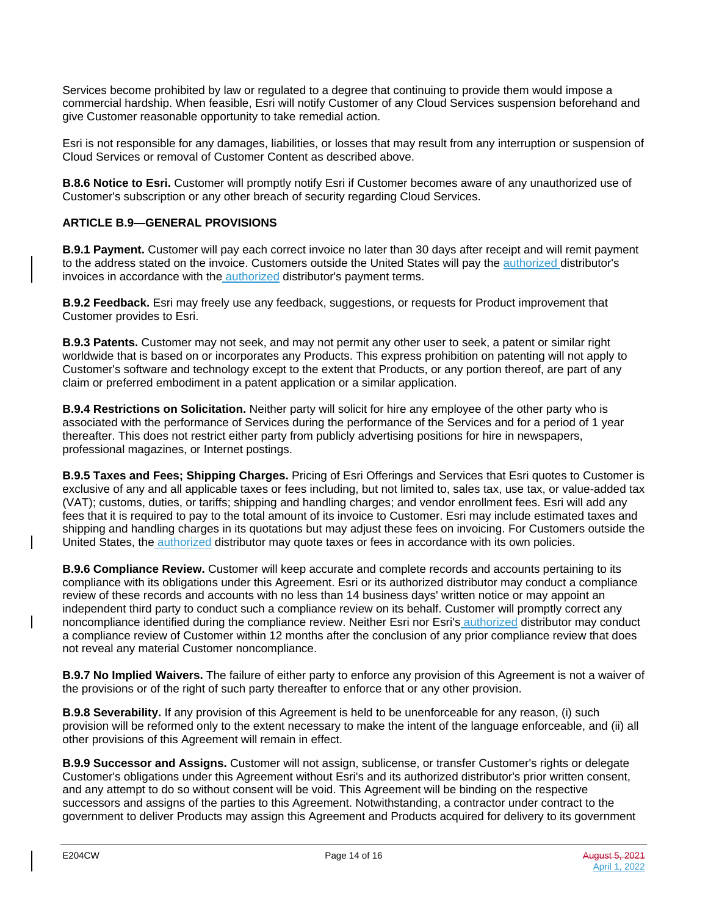Services become prohibited by law or regulated to a degree that continuing to provide them would impose a commercial hardship. When feasible, Esri will notify Customer of any Cloud Services suspension beforehand and give Customer reasonable opportunity to take remedial action.

Esri is not responsible for any damages, liabilities, or losses that may result from any interruption or suspension of Cloud Services or removal of Customer Content as described above.

**B.8.6 Notice to Esri.** Customer will promptly notify Esri if Customer becomes aware of any unauthorized use of Customer's subscription or any other breach of security regarding Cloud Services.

## ARTICLE B.9—GENERAL PROVISIONS

**B.9.1 Payment.** Customer will pay each correct invoice no later than 30 days after receipt and will remit payment to the address stated on the invoice. Customers outside the United States will pay the authorized distributor's invoices in accordance with the authorized distributor's payment terms.

**B.9.2 Feedback.** Esri may freely use any feedback, suggestions, or requests for Product improvement that Customer provides to Esri.

**B.9.3 Patents.** Customer may not seek, and may not permit any other user to seek, a patent or similar right worldwide that is based on or incorporates any Products. This express prohibition on patenting will not apply to Customer's software and technology except to the extent that Products, or any portion thereof, are part of any claim or preferred embodiment in a patent application or a similar application.

**B.9.4 Restrictions on Solicitation.** Neither party will solicit for hire any employee of the other party who is associated with the performance of Services during the performance of the Services and for a period of 1 year thereafter. This does not restrict either party from publicly advertising positions for hire in newspapers, professional magazines, or Internet postings.

**B.9.5 Taxes and Fees; Shipping Charges.** Pricing of Esri Offerings and Services that Esri quotes to Customer is exclusive of any and all applicable taxes or fees including, but not limited to, sales tax, use tax, or value-added tax (VAT); customs, duties, or tariffs; shipping and handling charges; and vendor enrollment fees. Esri will add any fees that it is required to pay to the total amount of its invoice to Customer. Esri may include estimated taxes and shipping and handling charges in its quotations but may adjust these fees on invoicing. For Customers outside the United States, the authorized distributor may quote taxes or fees in accordance with its own policies.

**B.9.6 Compliance Review.** Customer will keep accurate and complete records and accounts pertaining to its compliance with its obligations under this Agreement. Esri or its authorized distributor may conduct a compliance review of these records and accounts with no less than 14 business days' written notice or may appoint an independent third party to conduct such a compliance review on its behalf. Customer will promptly correct any noncompliance identified during the compliance review. Neither Esri nor Esri's authorized distributor may conduct a compliance review of Customer within 12 months after the conclusion of any prior compliance review that does not reveal any material Customer noncompliance.

**B.9.7 No Implied Waivers.** The failure of either party to enforce any provision of this Agreement is not a waiver of the provisions or of the right of such party thereafter to enforce that or any other provision.

**B.9.8 Severability.** If any provision of this Agreement is held to be unenforceable for any reason, (i) such provision will be reformed only to the extent necessary to make the intent of the language enforceable, and (ii) all other provisions of this Agreement will remain in effect.

**B.9.9 Successor and Assigns.** Customer will not assign, sublicense, or transfer Customer's rights or delegate Customer's obligations under this Agreement without Esri's and its authorized distributor's prior written consent, and any attempt to do so without consent will be void. This Agreement will be binding on the respective successors and assigns of the parties to this Agreement. Notwithstanding, a contractor under contract to the government to deliver Products may assign this Agreement and Products acquired for delivery to its government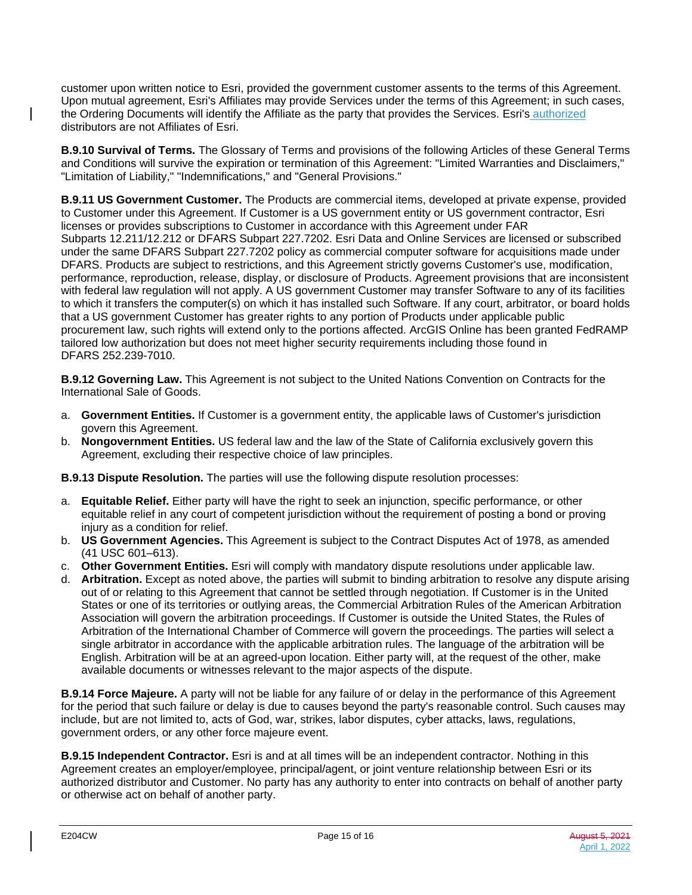customer upon written notice to Esri, provided the government customer assents to the terms of this Agreement. Upon mutual agreement, Esri's Affiliates may provide Services under the terms of this Agreement; in such cases, the Ordering Documents will identify the Affiliate as the party that provides the Services. Esri's authorized distributors are not Affiliates of Esri.

**B.9.10 Survival of Terms.** The Glossary of Terms and provisions of the following Articles of these General Terms and Conditions will survive the expiration or termination of this Agreement: "Limited Warranties and Disclaimers," "Limitation of Liability," "Indemnifications," and "General Provisions."

**B.9.11 US Government Customer.** The Products are commercial items, developed at private expense, provided to Customer under this Agreement. If Customer is a US government entity or US government contractor, Esri licenses or provides subscriptions to Customer in accordance with this Agreement under FAR Subparts 12.211/12.212 or DFARS Subpart 227.7202. Esri Data and Online Services are licensed or subscribed under the same DFARS Subpart 227.7202 policy as commercial computer software for acquisitions made under DFARS. Products are subject to restrictions, and this Agreement strictly governs Customer's use, modification, performance, reproduction, release, display, or disclosure of Products. Agreement provisions that are inconsistent with federal law regulation will not apply. A US government Customer may transfer Software to any of its facilities to which it transfers the computer(s) on which it has installed such Software. If any court, arbitrator, or board holds that a US government Customer has greater rights to any portion of Products under applicable public procurement law, such rights will extend only to the portions affected. ArcGIS Online has been granted FedRAMP tailored low authorization but does not meet higher security requirements including those found in DFARS 252.239-7010.

**B.9.12 Governing Law.** This Agreement is not subject to the United Nations Convention on Contracts for the International Sale of Goods.

a. **Government Entities.** If Customer is a government entity, the applicable laws of Customer's jurisdiction govern this Agreement.
b. **Nongovernment Entities.** US federal law and the law of the State of California exclusively govern this Agreement, excluding their respective choice of law principles.

**B.9.13 Dispute Resolution.** The parties will use the following dispute resolution processes:

a. **Equitable Relief.** Either party will have the right to seek an injunction, specific performance, or other equitable relief in any court of competent jurisdiction without the requirement of posting a bond or proving injury as a condition for relief.
b. **US Government Agencies.** This Agreement is subject to the Contract Disputes Act of 1978, as amended (41 USC 601–613).
c. **Other Government Entities.** Esri will comply with mandatory dispute resolutions under applicable law.
d. **Arbitration.** Except as noted above, the parties will submit to binding arbitration to resolve any dispute arising out of or relating to this Agreement that cannot be settled through negotiation. If Customer is in the United States or one of its territories or outlying areas, the Commercial Arbitration Rules of the American Arbitration Association will govern the arbitration proceedings. If Customer is outside the United States, the Rules of Arbitration of the International Chamber of Commerce will govern the proceedings. The parties will select a single arbitrator in accordance with the applicable arbitration rules. The language of the arbitration will be English. Arbitration will be at an agreed-upon location. Either party will, at the request of the other, make available documents or witnesses relevant to the major aspects of the dispute.

**B.9.14 Force Majeure.** A party will not be liable for any failure of or delay in the performance of this Agreement for the period that such failure or delay is due to causes beyond the party's reasonable control. Such causes may include, but are not limited to, acts of God, war, strikes, labor disputes, cyber attacks, laws, regulations, government orders, or any other force majeure event.

**B.9.15 Independent Contractor.** Esri is and at all times will be an independent contractor. Nothing in this Agreement creates an employer/employee, principal/agent, or joint venture relationship between Esri or its authorized distributor and Customer. No party has any authority to enter into contracts on behalf of another party or otherwise act on behalf of another party.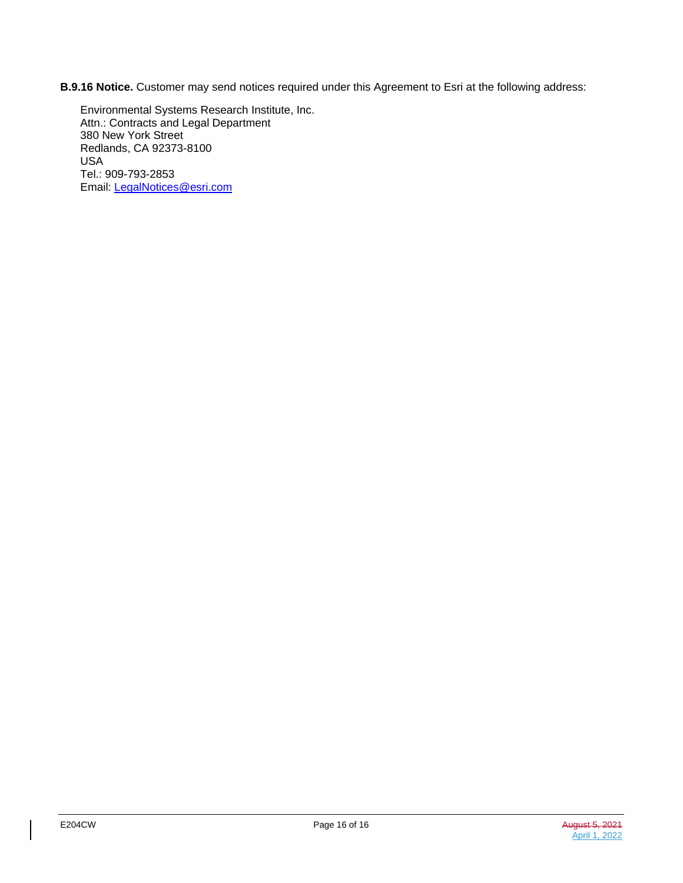**B.9.16 Notice.** Customer may send notices required under this Agreement to Esri at the following address:

Environmental Systems Research Institute, Inc.
Attn.: Contracts and Legal Department
380 New York Street
Redlands, CA 92373-8100
USA
Tel.: 909-793-2853
Email: LegalNotices@esri.com